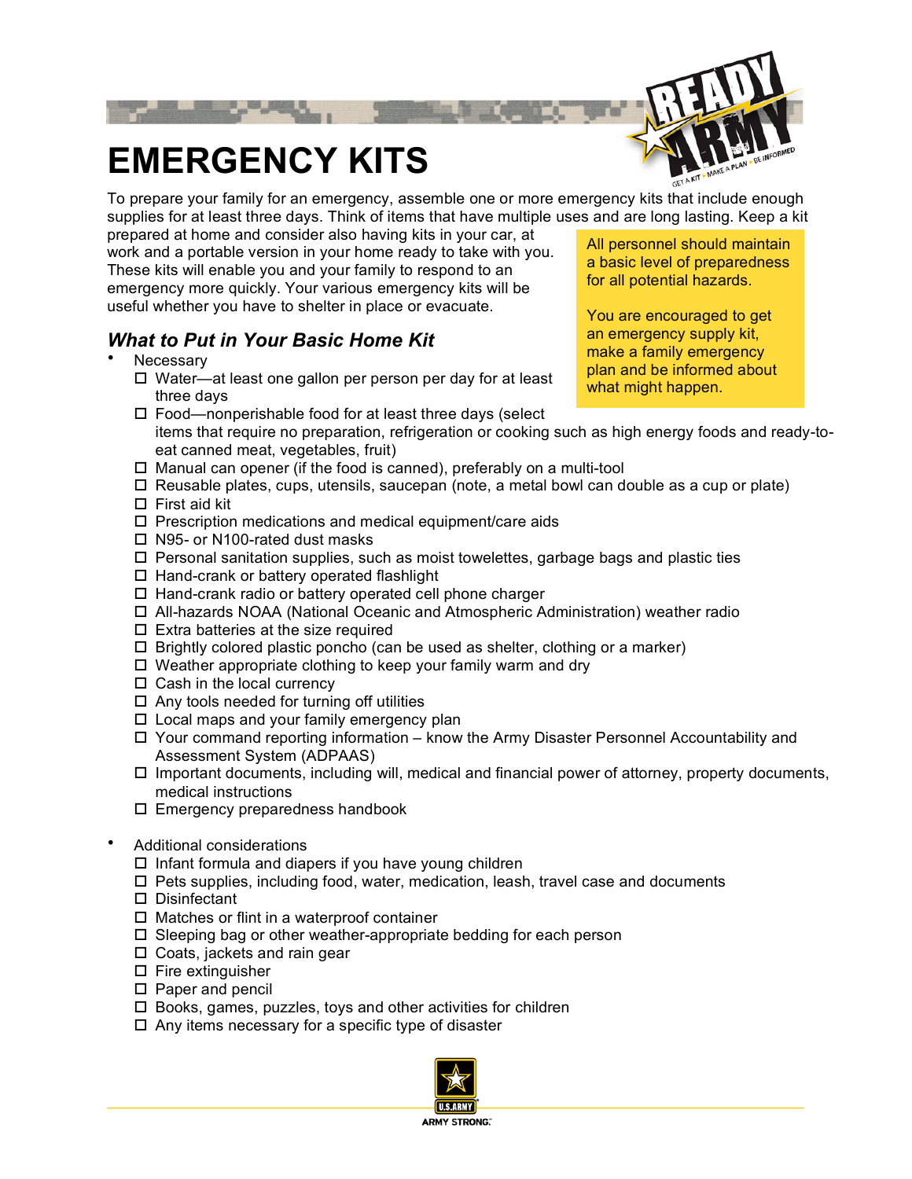# EMERGENCY KITS

To prepare your family for an emergency, assemble one or more emergency kits that include enough supplies for at least three days. Think of items that have multiple uses and are long lasting. Keep a kit prepared at home and consider also having kits in your car, at work and a portable version in your home ready to take with you. These kits will enable you and your family to respond to an emergency more quickly. Your various emergency kits will be useful whether you have to shelter in place or evacuate.

> All personnel should maintain a basic level of preparedness for all potential hazards.
>
> You are encouraged to get an emergency supply kit, make a family emergency plan and be informed about what might happen.

## *What to Put in Your Basic Home Kit*

- Necessary
  - ☐ Water—at least one gallon per person per day for at least three days
  - ☐ Food—nonperishable food for at least three days (select items that require no preparation, refrigeration or cooking such as high energy foods and ready-to-eat canned meat, vegetables, fruit)
  - ☐ Manual can opener (if the food is canned), preferably on a multi-tool
  - ☐ Reusable plates, cups, utensils, saucepan (note, a metal bowl can double as a cup or plate)
  - ☐ First aid kit
  - ☐ Prescription medications and medical equipment/care aids
  - ☐ N95- or N100-rated dust masks
  - ☐ Personal sanitation supplies, such as moist towelettes, garbage bags and plastic ties
  - ☐ Hand-crank or battery operated flashlight
  - ☐ Hand-crank radio or battery operated cell phone charger
  - ☐ All-hazards NOAA (National Oceanic and Atmospheric Administration) weather radio
  - ☐ Extra batteries at the size required
  - ☐ Brightly colored plastic poncho (can be used as shelter, clothing or a marker)
  - ☐ Weather appropriate clothing to keep your family warm and dry
  - ☐ Cash in the local currency
  - ☐ Any tools needed for turning off utilities
  - ☐ Local maps and your family emergency plan
  - ☐ Your command reporting information – know the Army Disaster Personnel Accountability and Assessment System (ADPAAS)
  - ☐ Important documents, including will, medical and financial power of attorney, property documents, medical instructions
  - ☐ Emergency preparedness handbook

- Additional considerations
  - ☐ Infant formula and diapers if you have young children
  - ☐ Pets supplies, including food, water, medication, leash, travel case and documents
  - ☐ Disinfectant
  - ☐ Matches or flint in a waterproof container
  - ☐ Sleeping bag or other weather-appropriate bedding for each person
  - ☐ Coats, jackets and rain gear
  - ☐ Fire extinguisher
  - ☐ Paper and pencil
  - ☐ Books, games, puzzles, toys and other activities for children
  - ☐ Any items necessary for a specific type of disaster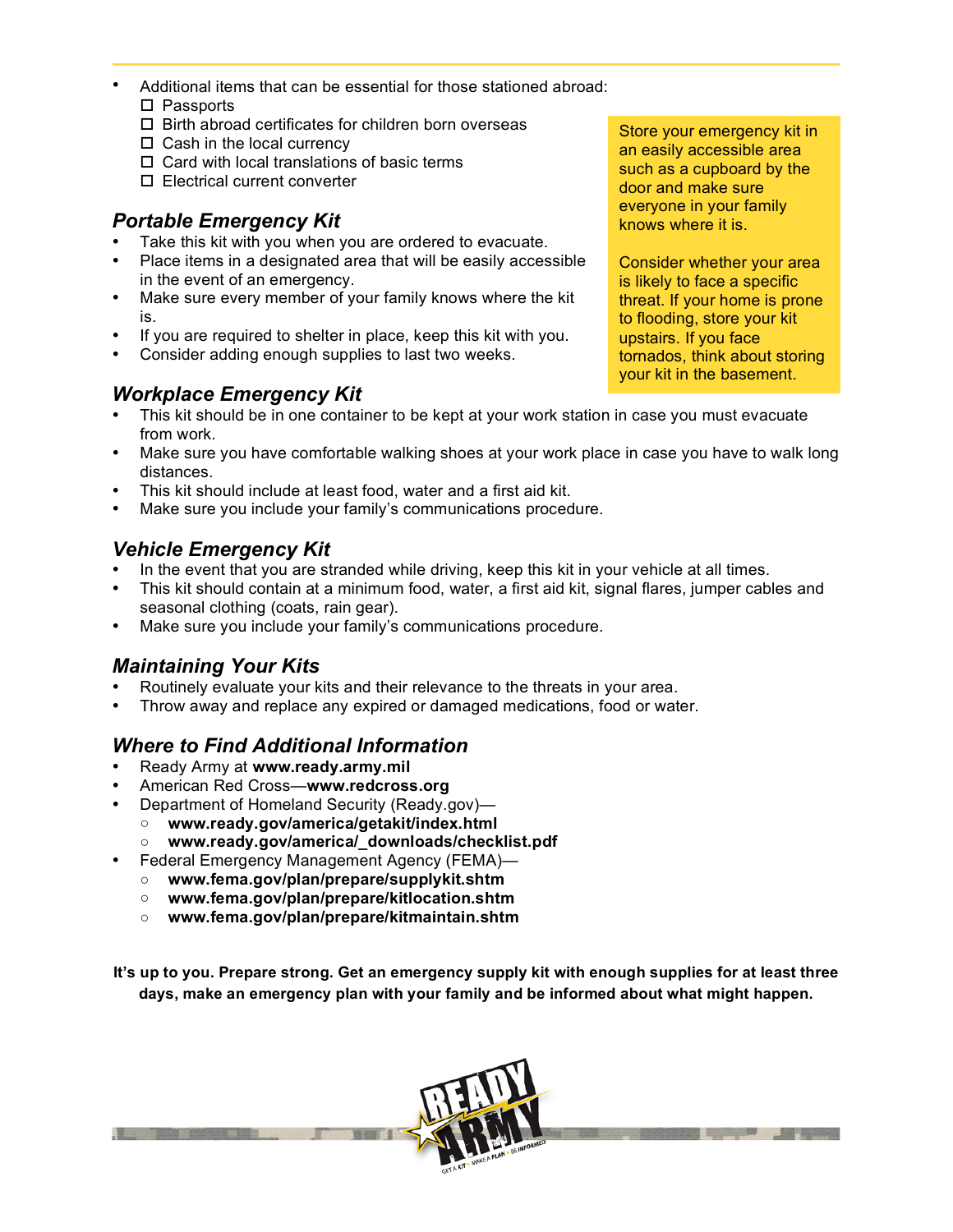- Additional items that can be essential for those stationed abroad:
  - ☐ Passports
  - ☐ Birth abroad certificates for children born overseas
  - ☐ Cash in the local currency
  - ☐ Card with local translations of basic terms
  - ☐ Electrical current converter

### *Portable Emergency Kit*

- Take this kit with you when you are ordered to evacuate.
- Place items in a designated area that will be easily accessible in the event of an emergency.
- Make sure every member of your family knows where the kit is.
- If you are required to shelter in place, keep this kit with you.
- Consider adding enough supplies to last two weeks.

Store your emergency kit in an easily accessible area such as a cupboard by the door and make sure everyone in your family knows where it is.

Consider whether your area is likely to face a specific threat. If your home is prone to flooding, store your kit upstairs. If you face tornados, think about storing your kit in the basement.

### *Workplace Emergency Kit*

- This kit should be in one container to be kept at your work station in case you must evacuate from work.
- Make sure you have comfortable walking shoes at your work place in case you have to walk long distances.
- This kit should include at least food, water and a first aid kit.
- Make sure you include your family's communications procedure.

### *Vehicle Emergency Kit*

- In the event that you are stranded while driving, keep this kit in your vehicle at all times.
- This kit should contain at a minimum food, water, a first aid kit, signal flares, jumper cables and seasonal clothing (coats, rain gear).
- Make sure you include your family's communications procedure.

### *Maintaining Your Kits*

- Routinely evaluate your kits and their relevance to the threats in your area.
- Throw away and replace any expired or damaged medications, food or water.

### *Where to Find Additional Information*

- Ready Army at **www.ready.army.mil**
- American Red Cross—**www.redcross.org**
- Department of Homeland Security (Ready.gov)—
  - **www.ready.gov/america/getakit/index.html**
  - **www.ready.gov/america/_downloads/checklist.pdf**
- Federal Emergency Management Agency (FEMA)—
  - **www.fema.gov/plan/prepare/supplykit.shtm**
  - **www.fema.gov/plan/prepare/kitlocation.shtm**
  - **www.fema.gov/plan/prepare/kitmaintain.shtm**

**It's up to you. Prepare strong. Get an emergency supply kit with enough supplies for at least three days, make an emergency plan with your family and be informed about what might happen.**

READY ARMY
GET A KIT • MAKE A PLAN • BE INFORMED